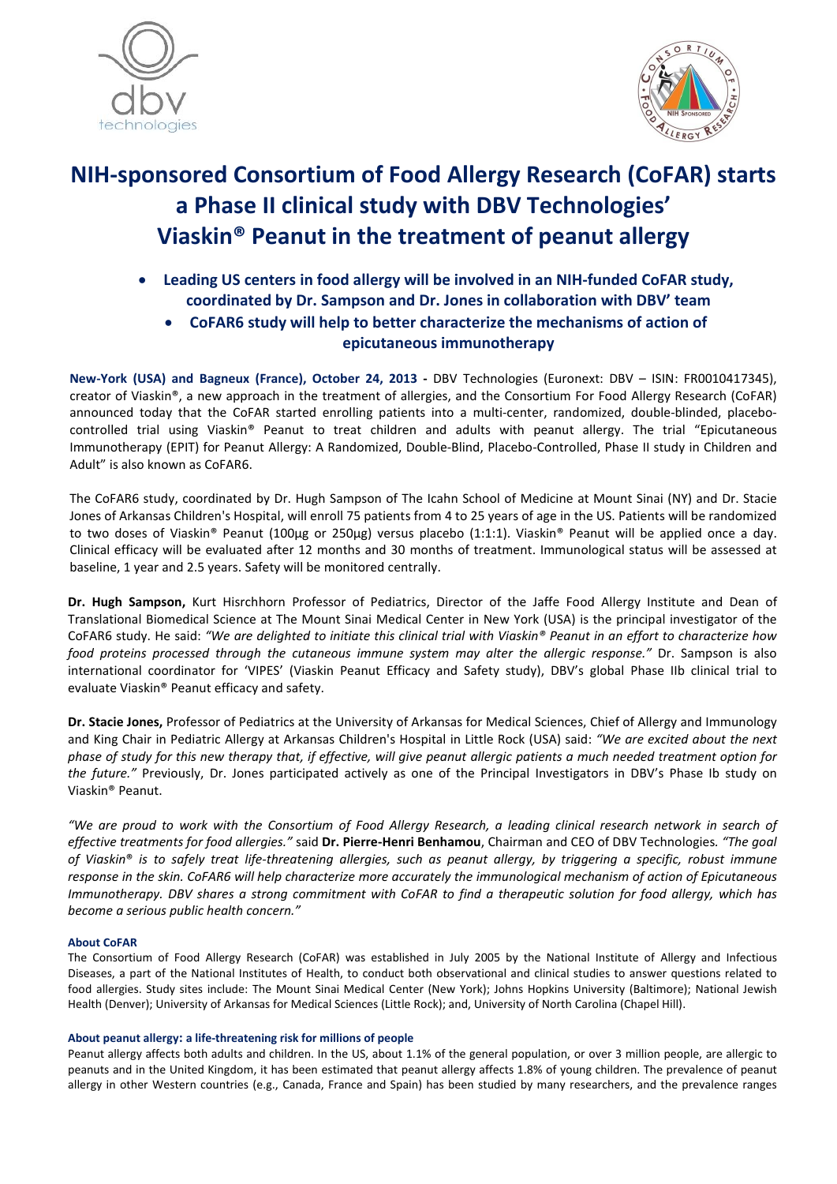# NIH-sponsored Consortium of Food Allergy Research (CoFAR) starts a Phase II clinical study with DBV Technologies' Viaskin® Peanut in the treatment of peanut allergy

- **Leading US centers in food allergy will be involved in an NIH-funded CoFAR study, coordinated by Dr. Sampson and Dr. Jones in collaboration with DBV' team**
- **CoFAR6 study will help to better characterize the mechanisms of action of epicutaneous immunotherapy**

**New-York (USA) and Bagneux (France), October 24, 2013 -** DBV Technologies (Euronext: DBV – ISIN: FR0010417345), creator of Viaskin®, a new approach in the treatment of allergies, and the Consortium For Food Allergy Research (CoFAR) announced today that the CoFAR started enrolling patients into a multi-center, randomized, double-blinded, placebo-controlled trial using Viaskin® Peanut to treat children and adults with peanut allergy. The trial "Epicutaneous Immunotherapy (EPIT) for Peanut Allergy: A Randomized, Double-Blind, Placebo-Controlled, Phase II study in Children and Adult" is also known as CoFAR6.

The CoFAR6 study, coordinated by Dr. Hugh Sampson of The Icahn School of Medicine at Mount Sinai (NY) and Dr. Stacie Jones of Arkansas Children's Hospital, will enroll 75 patients from 4 to 25 years of age in the US. Patients will be randomized to two doses of Viaskin® Peanut (100µg or 250µg) versus placebo (1:1:1). Viaskin® Peanut will be applied once a day. Clinical efficacy will be evaluated after 12 months and 30 months of treatment. Immunological status will be assessed at baseline, 1 year and 2.5 years. Safety will be monitored centrally.

**Dr. Hugh Sampson,** Kurt Hisrchhorn Professor of Pediatrics, Director of the Jaffe Food Allergy Institute and Dean of Translational Biomedical Science at The Mount Sinai Medical Center in New York (USA) is the principal investigator of the CoFAR6 study. He said: *"We are delighted to initiate this clinical trial with Viaskin® Peanut in an effort to characterize how food proteins processed through the cutaneous immune system may alter the allergic response."* Dr. Sampson is also international coordinator for 'VIPES' (Viaskin Peanut Efficacy and Safety study), DBV's global Phase IIb clinical trial to evaluate Viaskin® Peanut efficacy and safety.

**Dr. Stacie Jones,** Professor of Pediatrics at the University of Arkansas for Medical Sciences, Chief of Allergy and Immunology and King Chair in Pediatric Allergy at Arkansas Children's Hospital in Little Rock (USA) said: *"We are excited about the next phase of study for this new therapy that, if effective, will give peanut allergic patients a much needed treatment option for the future."* Previously, Dr. Jones participated actively as one of the Principal Investigators in DBV's Phase Ib study on Viaskin® Peanut.

*"We are proud to work with the Consortium of Food Allergy Research, a leading clinical research network in search of effective treatments for food allergies."* said **Dr. Pierre-Henri Benhamou**, Chairman and CEO of DBV Technologies. *"The goal of Viaskin® is to safely treat life-threatening allergies, such as peanut allergy, by triggering a specific, robust immune response in the skin. CoFAR6 will help characterize more accurately the immunological mechanism of action of Epicutaneous Immunotherapy. DBV shares a strong commitment with CoFAR to find a therapeutic solution for food allergy, which has become a serious public health concern."*

#### About CoFAR

The Consortium of Food Allergy Research (CoFAR) was established in July 2005 by the National Institute of Allergy and Infectious Diseases, a part of the National Institutes of Health, to conduct both observational and clinical studies to answer questions related to food allergies. Study sites include: The Mount Sinai Medical Center (New York); Johns Hopkins University (Baltimore); National Jewish Health (Denver); University of Arkansas for Medical Sciences (Little Rock); and, University of North Carolina (Chapel Hill).

#### About peanut allergy: a life-threatening risk for millions of people

Peanut allergy affects both adults and children. In the US, about 1.1% of the general population, or over 3 million people, are allergic to peanuts and in the United Kingdom, it has been estimated that peanut allergy affects 1.8% of young children. The prevalence of peanut allergy in other Western countries (e.g., Canada, France and Spain) has been studied by many researchers, and the prevalence ranges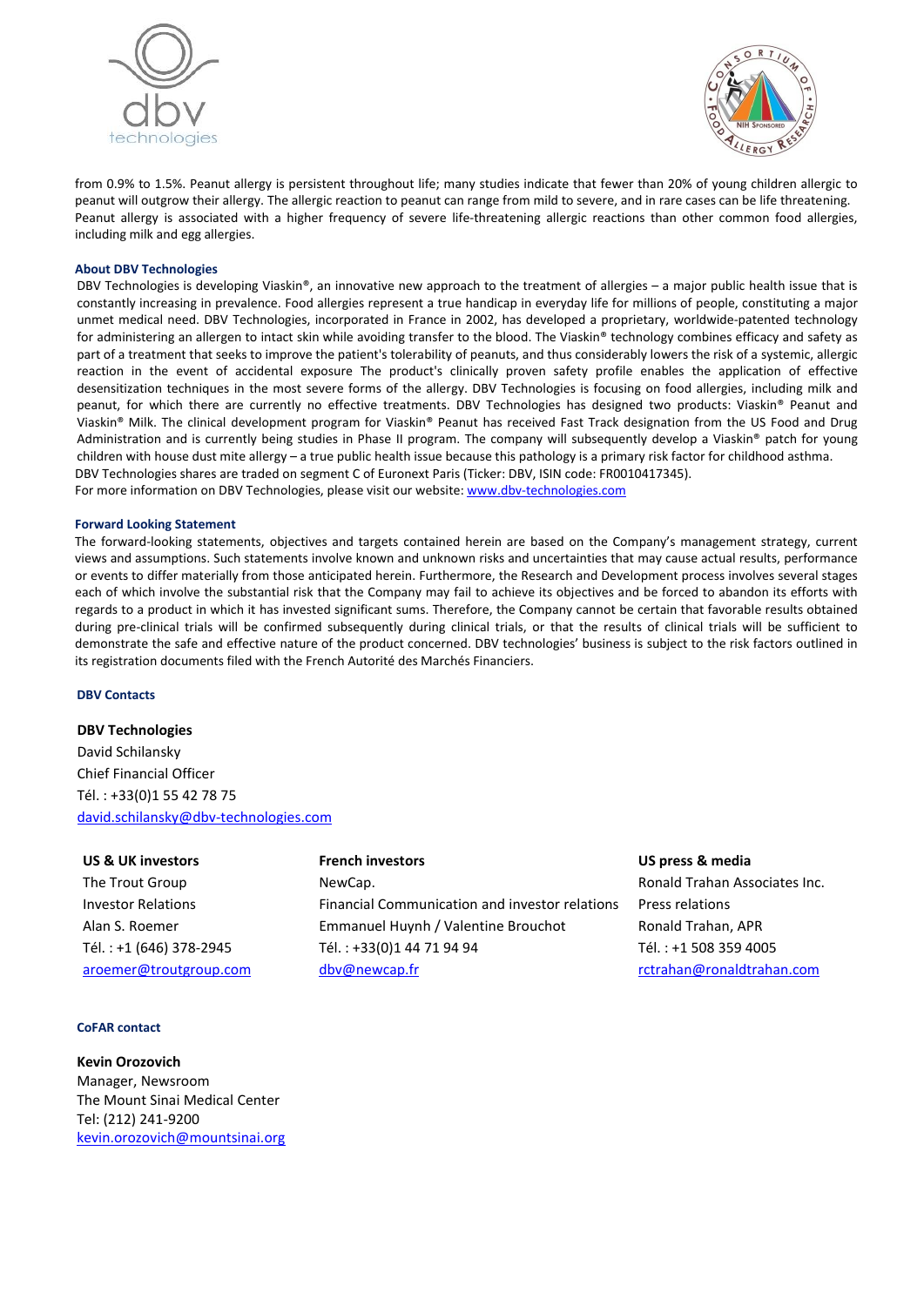from 0.9% to 1.5%. Peanut allergy is persistent throughout life; many studies indicate that fewer than 20% of young children allergic to peanut will outgrow their allergy. The allergic reaction to peanut can range from mild to severe, and in rare cases can be life threatening. Peanut allergy is associated with a higher frequency of severe life-threatening allergic reactions than other common food allergies, including milk and egg allergies.

### About DBV Technologies

DBV Technologies is developing Viaskin®, an innovative new approach to the treatment of allergies – a major public health issue that is constantly increasing in prevalence. Food allergies represent a true handicap in everyday life for millions of people, constituting a major unmet medical need. DBV Technologies, incorporated in France in 2002, has developed a proprietary, worldwide-patented technology for administering an allergen to intact skin while avoiding transfer to the blood. The Viaskin® technology combines efficacy and safety as part of a treatment that seeks to improve the patient's tolerability of peanuts, and thus considerably lowers the risk of a systemic, allergic reaction in the event of accidental exposure The product's clinically proven safety profile enables the application of effective desensitization techniques in the most severe forms of the allergy. DBV Technologies is focusing on food allergies, including milk and peanut, for which there are currently no effective treatments. DBV Technologies has designed two products: Viaskin® Peanut and Viaskin® Milk. The clinical development program for Viaskin® Peanut has received Fast Track designation from the US Food and Drug Administration and is currently being studies in Phase II program. The company will subsequently develop a Viaskin® patch for young children with house dust mite allergy – a true public health issue because this pathology is a primary risk factor for childhood asthma.
DBV Technologies shares are traded on segment C of Euronext Paris (Ticker: DBV, ISIN code: FR0010417345).
For more information on DBV Technologies, please visit our website: www.dbv-technologies.com

### Forward Looking Statement

The forward-looking statements, objectives and targets contained herein are based on the Company's management strategy, current views and assumptions. Such statements involve known and unknown risks and uncertainties that may cause actual results, performance or events to differ materially from those anticipated herein. Furthermore, the Research and Development process involves several stages each of which involve the substantial risk that the Company may fail to achieve its objectives and be forced to abandon its efforts with regards to a product in which it has invested significant sums. Therefore, the Company cannot be certain that favorable results obtained during pre-clinical trials will be confirmed subsequently during clinical trials, or that the results of clinical trials will be sufficient to demonstrate the safe and effective nature of the product concerned. DBV technologies' business is subject to the risk factors outlined in its registration documents filed with the French Autorité des Marchés Financiers.

### DBV Contacts

**DBV Technologies**
David Schilansky
Chief Financial Officer
Tél. : +33(0)1 55 42 78 75
david.schilansky@dbv-technologies.com

**US & UK investors**
The Trout Group
Investor Relations
Alan S. Roemer
Tél. : +1 (646) 378-2945
aroemer@troutgroup.com

**French investors**
NewCap.
Financial Communication and investor relations
Emmanuel Huynh / Valentine Brouchot
Tél. : +33(0)1 44 71 94 94
dbv@newcap.fr

**US press & media**
Ronald Trahan Associates Inc.
Press relations
Ronald Trahan, APR
Tél. : +1 508 359 4005
rctrahan@ronaldtrahan.com

### CoFAR contact

**Kevin Orozovich**
Manager, Newsroom
The Mount Sinai Medical Center
Tel: (212) 241-9200
kevin.orozovich@mountsinai.org